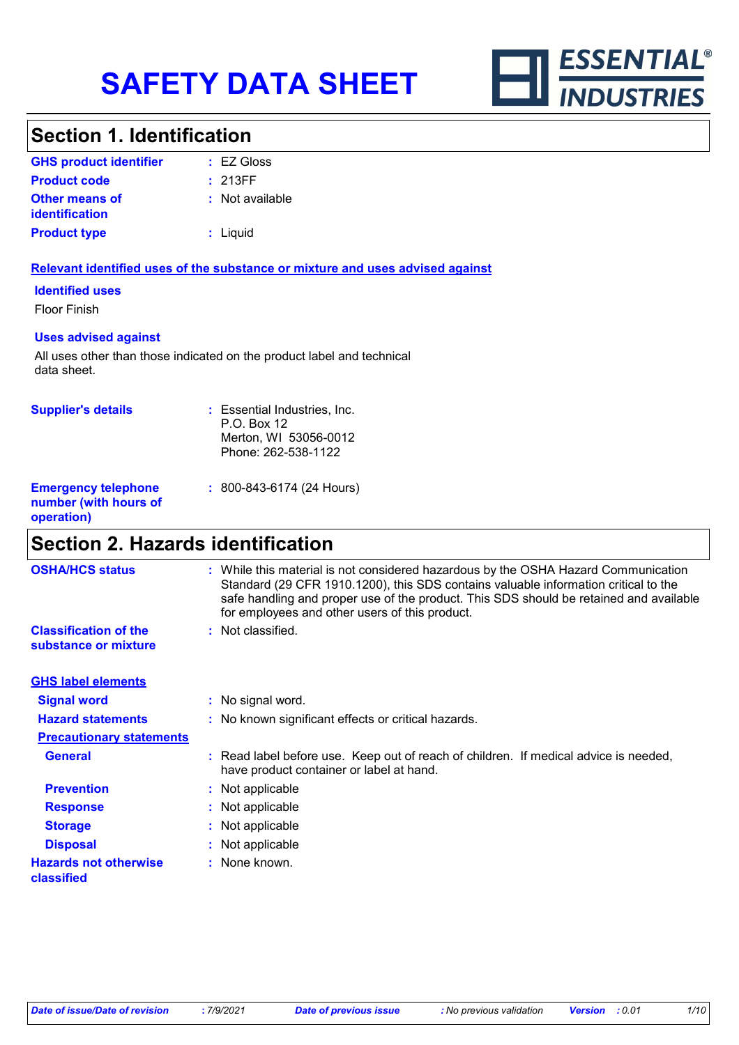# SAFETY DATA SHEET

ESSENTIAL® INDUSTRIES

## Section 1. Identification

| | |
|---|---|
| **GHS product identifier** | : EZ Gloss |
| **Product code** | : 213FF |
| **Other means of identification** | : Not available |
| **Product type** | : Liquid |

**Relevant identified uses of the substance or mixture and uses advised against**

**Identified uses**

Floor Finish

**Uses advised against**

All uses other than those indicated on the product label and technical data sheet.

| | |
|---|---|
| **Supplier's details** | : Essential Industries, Inc.<br>P.O. Box 12<br>Merton, WI 53056-0012<br>Phone: 262-538-1122 |
| **Emergency telephone number (with hours of operation)** | : 800-843-6174 (24 Hours) |

## Section 2. Hazards identification

| | |
|---|---|
| **OSHA/HCS status** | : While this material is not considered hazardous by the OSHA Hazard Communication Standard (29 CFR 1910.1200), this SDS contains valuable information critical to the safe handling and proper use of the product. This SDS should be retained and available for employees and other users of this product. |
| **Classification of the substance or mixture** | : Not classified. |

**GHS label elements**

| | |
|---|---|
| **Signal word** | : No signal word. |
| **Hazard statements** | : No known significant effects or critical hazards. |

**Precautionary statements**

| | |
|---|---|
| **General** | : Read label before use. Keep out of reach of children. If medical advice is needed, have product container or label at hand. |
| **Prevention** | : Not applicable |
| **Response** | : Not applicable |
| **Storage** | : Not applicable |
| **Disposal** | : Not applicable |
| **Hazards not otherwise classified** | : None known. |

*Date of issue/Date of revision* : 7/9/2021 *Date of previous issue* : No previous validation *Version* : 0.01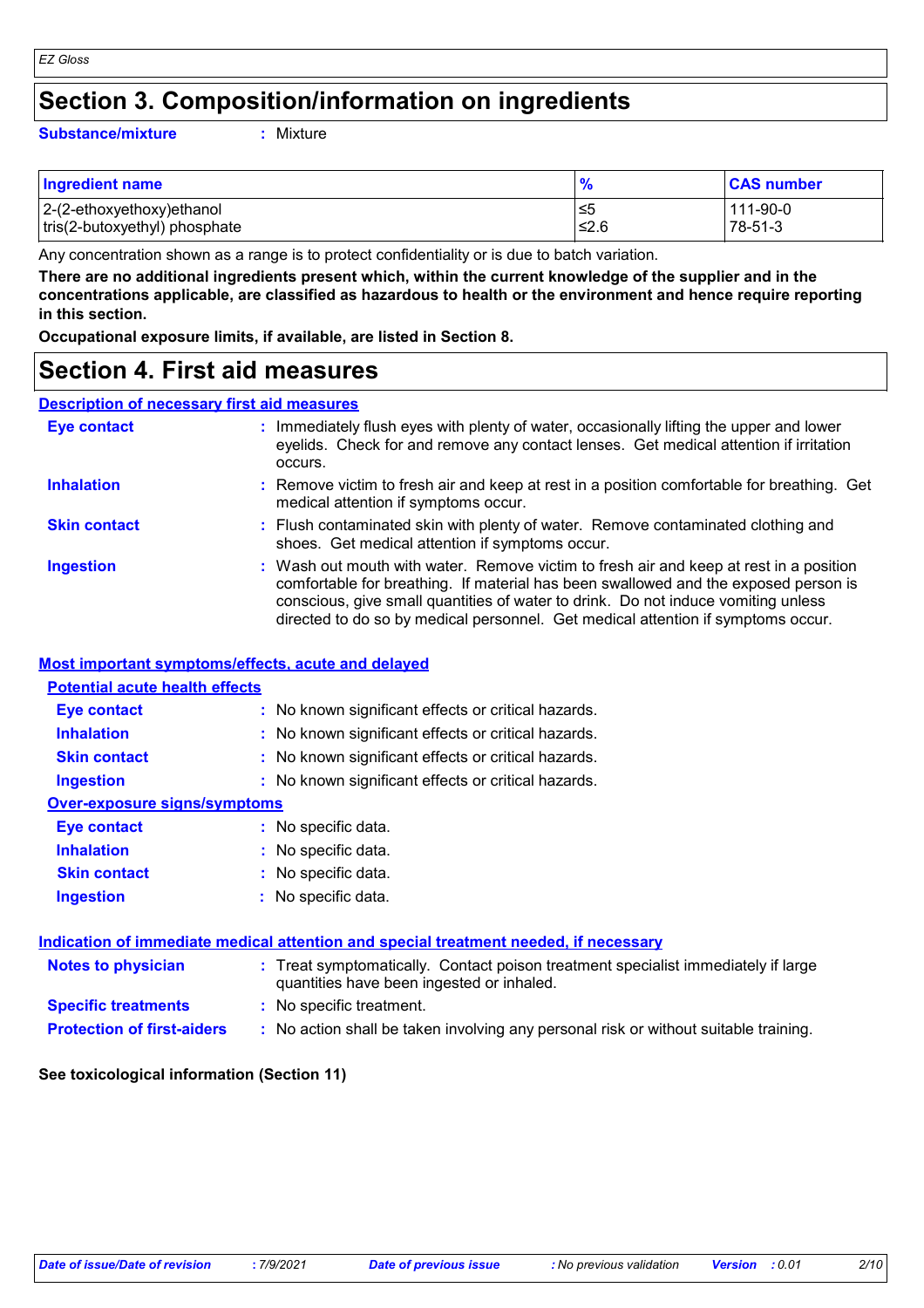# Section 3. Composition/information on ingredients

**Substance/mixture** : Mixture

| Ingredient name | % | CAS number |
| --- | --- | --- |
| 2-(2-ethoxyethoxy)ethanol | ≤5 | 111-90-0 |
| tris(2-butoxyethyl) phosphate | ≤2.6 | 78-51-3 |

Any concentration shown as a range is to protect confidentiality or is due to batch variation.

**There are no additional ingredients present which, within the current knowledge of the supplier and in the concentrations applicable, are classified as hazardous to health or the environment and hence require reporting in this section.**

**Occupational exposure limits, if available, are listed in Section 8.**

# Section 4. First aid measures

## Description of necessary first aid measures

**Eye contact** : Immediately flush eyes with plenty of water, occasionally lifting the upper and lower eyelids. Check for and remove any contact lenses. Get medical attention if irritation occurs.

**Inhalation** : Remove victim to fresh air and keep at rest in a position comfortable for breathing. Get medical attention if symptoms occur.

**Skin contact** : Flush contaminated skin with plenty of water. Remove contaminated clothing and shoes. Get medical attention if symptoms occur.

**Ingestion** : Wash out mouth with water. Remove victim to fresh air and keep at rest in a position comfortable for breathing. If material has been swallowed and the exposed person is conscious, give small quantities of water to drink. Do not induce vomiting unless directed to do so by medical personnel. Get medical attention if symptoms occur.

## Most important symptoms/effects, acute and delayed

### Potential acute health effects

**Eye contact** : No known significant effects or critical hazards.

**Inhalation** : No known significant effects or critical hazards.

**Skin contact** : No known significant effects or critical hazards.

**Ingestion** : No known significant effects or critical hazards.

### Over-exposure signs/symptoms

**Eye contact** : No specific data.

**Inhalation** : No specific data.

**Skin contact** : No specific data.

**Ingestion** : No specific data.

## Indication of immediate medical attention and special treatment needed, if necessary

**Notes to physician** : Treat symptomatically. Contact poison treatment specialist immediately if large quantities have been ingested or inhaled.

**Specific treatments** : No specific treatment.

**Protection of first-aiders** : No action shall be taken involving any personal risk or without suitable training.

**See toxicological information (Section 11)**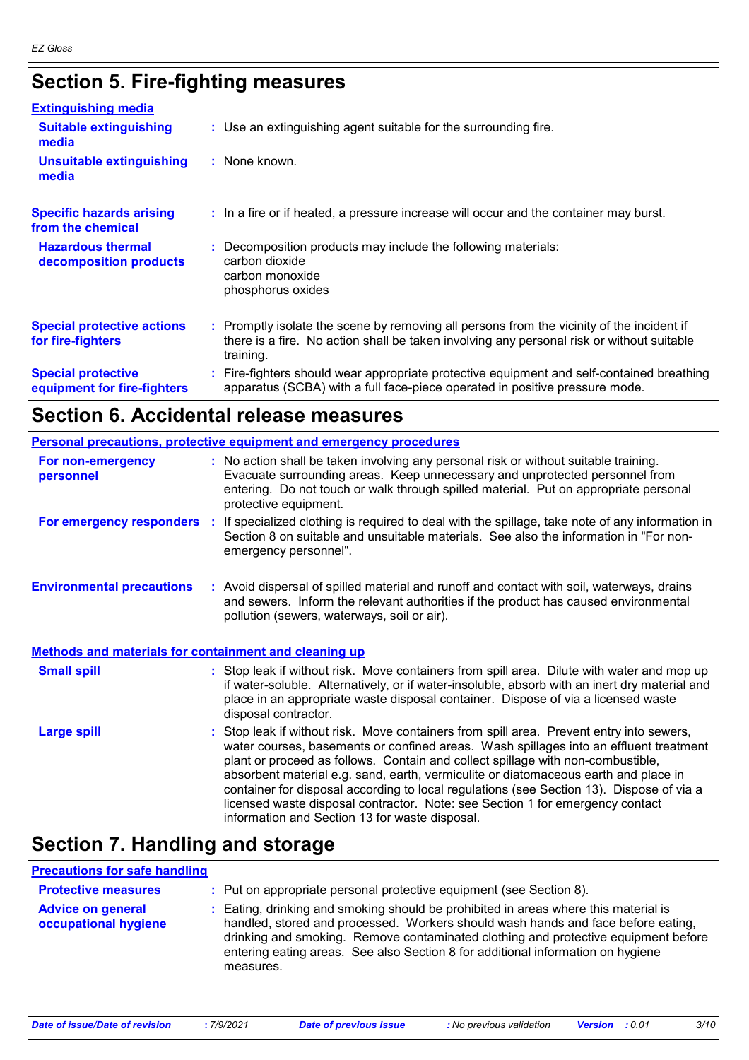## Section 5. Fire-fighting measures

### Extinguishing media

**Suitable extinguishing media** : Use an extinguishing agent suitable for the surrounding fire.

**Unsuitable extinguishing media** : None known.

**Specific hazards arising from the chemical** : In a fire or if heated, a pressure increase will occur and the container may burst.

**Hazardous thermal decomposition products** : Decomposition products may include the following materials:
carbon dioxide
carbon monoxide
phosphorus oxides

**Special protective actions for fire-fighters** : Promptly isolate the scene by removing all persons from the vicinity of the incident if there is a fire. No action shall be taken involving any personal risk or without suitable training.

**Special protective equipment for fire-fighters** : Fire-fighters should wear appropriate protective equipment and self-contained breathing apparatus (SCBA) with a full face-piece operated in positive pressure mode.

## Section 6. Accidental release measures

### Personal precautions, protective equipment and emergency procedures

**For non-emergency personnel** : No action shall be taken involving any personal risk or without suitable training. Evacuate surrounding areas. Keep unnecessary and unprotected personnel from entering. Do not touch or walk through spilled material. Put on appropriate personal protective equipment.

**For emergency responders** : If specialized clothing is required to deal with the spillage, take note of any information in Section 8 on suitable and unsuitable materials. See also the information in "For non-emergency personnel".

**Environmental precautions** : Avoid dispersal of spilled material and runoff and contact with soil, waterways, drains and sewers. Inform the relevant authorities if the product has caused environmental pollution (sewers, waterways, soil or air).

### Methods and materials for containment and cleaning up

**Small spill** : Stop leak if without risk. Move containers from spill area. Dilute with water and mop up if water-soluble. Alternatively, or if water-insoluble, absorb with an inert dry material and place in an appropriate waste disposal container. Dispose of via a licensed waste disposal contractor.

**Large spill** : Stop leak if without risk. Move containers from spill area. Prevent entry into sewers, water courses, basements or confined areas. Wash spillages into an effluent treatment plant or proceed as follows. Contain and collect spillage with non-combustible, absorbent material e.g. sand, earth, vermiculite or diatomaceous earth and place in container for disposal according to local regulations (see Section 13). Dispose of via a licensed waste disposal contractor. Note: see Section 1 for emergency contact information and Section 13 for waste disposal.

## Section 7. Handling and storage

### Precautions for safe handling

**Protective measures** : Put on appropriate personal protective equipment (see Section 8).

**Advice on general occupational hygiene** : Eating, drinking and smoking should be prohibited in areas where this material is handled, stored and processed. Workers should wash hands and face before eating, drinking and smoking. Remove contaminated clothing and protective equipment before entering eating areas. See also Section 8 for additional information on hygiene measures.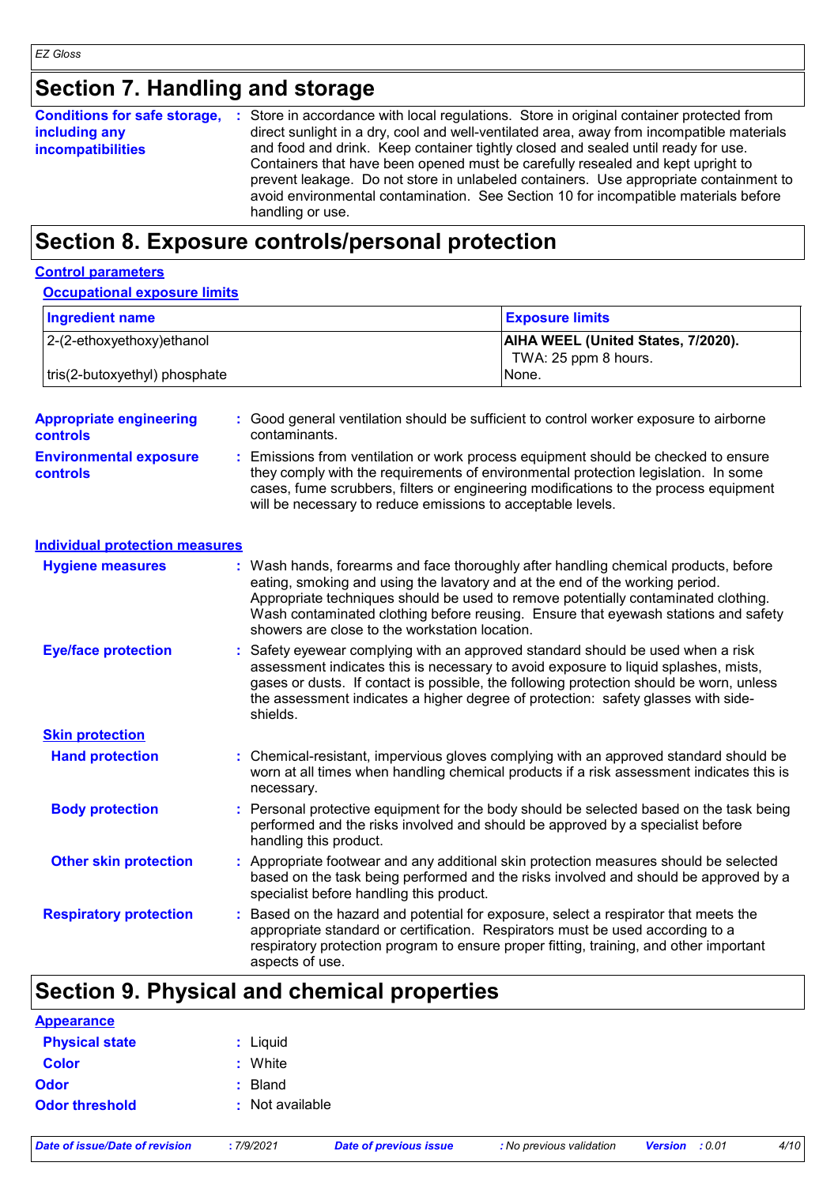## Section 7. Handling and storage

**Conditions for safe storage, including any incompatibilities** : Store in accordance with local regulations. Store in original container protected from direct sunlight in a dry, cool and well-ventilated area, away from incompatible materials and food and drink. Keep container tightly closed and sealed until ready for use. Containers that have been opened must be carefully resealed and kept upright to prevent leakage. Do not store in unlabeled containers. Use appropriate containment to avoid environmental contamination. See Section 10 for incompatible materials before handling or use.

## Section 8. Exposure controls/personal protection

### Control parameters

#### Occupational exposure limits

| Ingredient name | Exposure limits |
|---|---|
| 2-(2-ethoxyethoxy)ethanol | **AIHA WEEL (United States, 7/2020).** TWA: 25 ppm 8 hours. |
| tris(2-butoxyethyl) phosphate | None. |

**Appropriate engineering controls** : Good general ventilation should be sufficient to control worker exposure to airborne contaminants.

**Environmental exposure controls** : Emissions from ventilation or work process equipment should be checked to ensure they comply with the requirements of environmental protection legislation. In some cases, fume scrubbers, filters or engineering modifications to the process equipment will be necessary to reduce emissions to acceptable levels.

### Individual protection measures

**Hygiene measures** : Wash hands, forearms and face thoroughly after handling chemical products, before eating, smoking and using the lavatory and at the end of the working period. Appropriate techniques should be used to remove potentially contaminated clothing. Wash contaminated clothing before reusing. Ensure that eyewash stations and safety showers are close to the workstation location.

**Eye/face protection** : Safety eyewear complying with an approved standard should be used when a risk assessment indicates this is necessary to avoid exposure to liquid splashes, mists, gases or dusts. If contact is possible, the following protection should be worn, unless the assessment indicates a higher degree of protection: safety glasses with side-shields.

#### Skin protection

**Hand protection** : Chemical-resistant, impervious gloves complying with an approved standard should be worn at all times when handling chemical products if a risk assessment indicates this is necessary.

**Body protection** : Personal protective equipment for the body should be selected based on the task being performed and the risks involved and should be approved by a specialist before handling this product.

**Other skin protection** : Appropriate footwear and any additional skin protection measures should be selected based on the task being performed and the risks involved and should be approved by a specialist before handling this product.

**Respiratory protection** : Based on the hazard and potential for exposure, select a respirator that meets the appropriate standard or certification. Respirators must be used according to a respiratory protection program to ensure proper fitting, training, and other important aspects of use.

## Section 9. Physical and chemical properties

### Appearance

**Physical state** : Liquid

**Color** : White

**Odor** : Bland

**Odor threshold** : Not available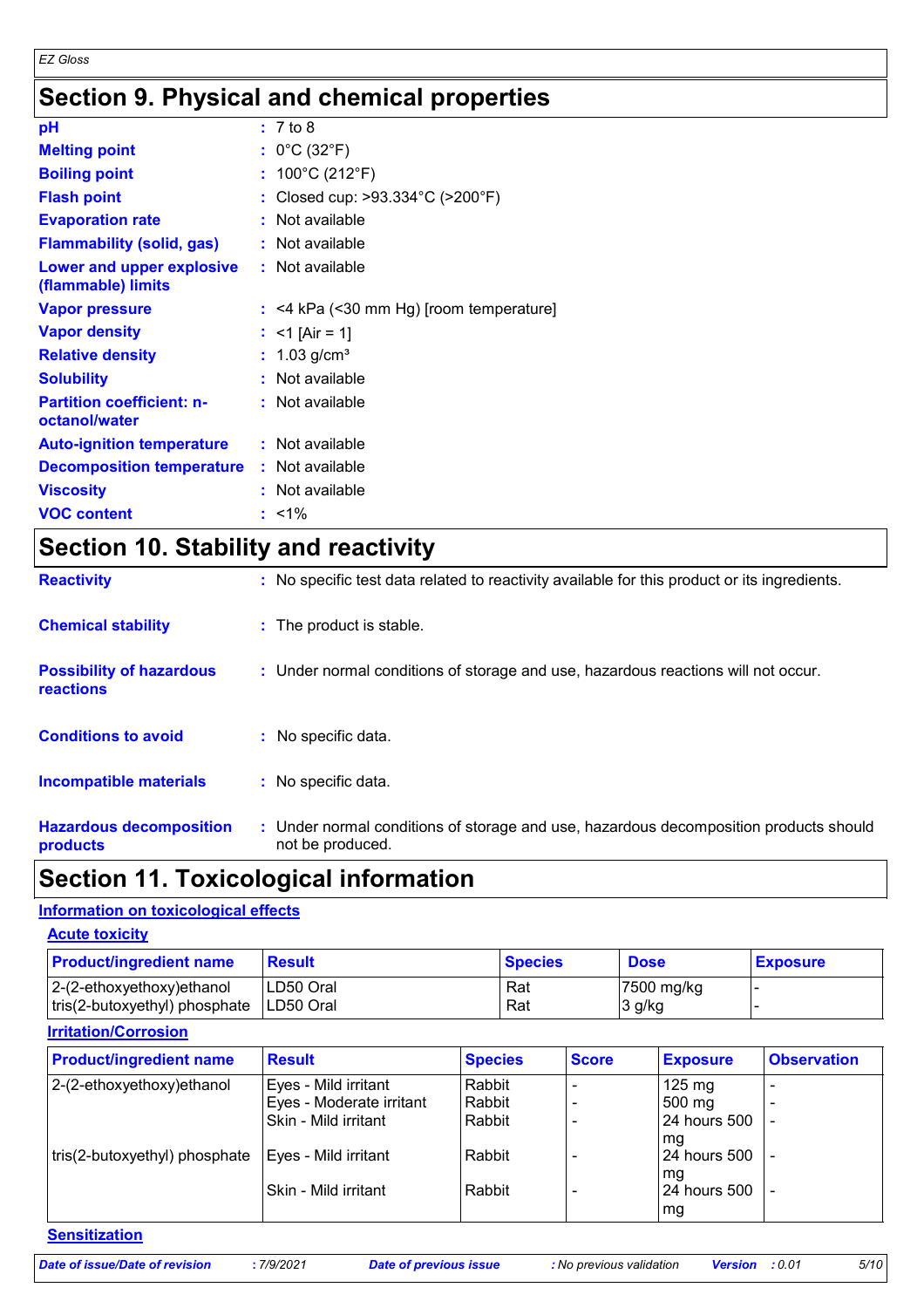## Section 9. Physical and chemical properties

| | |
|---|---|
| **pH** | : 7 to 8 |
| **Melting point** | : 0°C (32°F) |
| **Boiling point** | : 100°C (212°F) |
| **Flash point** | : Closed cup: >93.334°C (>200°F) |
| **Evaporation rate** | : Not available |
| **Flammability (solid, gas)** | : Not available |
| **Lower and upper explosive (flammable) limits** | : Not available |
| **Vapor pressure** | : <4 kPa (<30 mm Hg) [room temperature] |
| **Vapor density** | : <1 [Air = 1] |
| **Relative density** | : 1.03 g/cm³ |
| **Solubility** | : Not available |
| **Partition coefficient: n-octanol/water** | : Not available |
| **Auto-ignition temperature** | : Not available |
| **Decomposition temperature** | : Not available |
| **Viscosity** | : Not available |
| **VOC content** | : <1% |

## Section 10. Stability and reactivity

| | |
|---|---|
| **Reactivity** | : No specific test data related to reactivity available for this product or its ingredients. |
| **Chemical stability** | : The product is stable. |
| **Possibility of hazardous reactions** | : Under normal conditions of storage and use, hazardous reactions will not occur. |
| **Conditions to avoid** | : No specific data. |
| **Incompatible materials** | : No specific data. |
| **Hazardous decomposition products** | : Under normal conditions of storage and use, hazardous decomposition products should not be produced. |

## Section 11. Toxicological information

### Information on toxicological effects

#### Acute toxicity

| Product/ingredient name | Result | Species | Dose | Exposure |
|---|---|---|---|---|
| 2-(2-ethoxyethoxy)ethanol | LD50 Oral | Rat | 7500 mg/kg | - |
| tris(2-butoxyethyl) phosphate | LD50 Oral | Rat | 3 g/kg | - |

#### Irritation/Corrosion

| Product/ingredient name | Result | Species | Score | Exposure | Observation |
|---|---|---|---|---|---|
| 2-(2-ethoxyethoxy)ethanol | Eyes - Mild irritant | Rabbit | - | 125 mg | - |
| | Eyes - Moderate irritant | Rabbit | - | 500 mg | - |
| | Skin - Mild irritant | Rabbit | - | 24 hours 500 mg | - |
| tris(2-butoxyethyl) phosphate | Eyes - Mild irritant | Rabbit | - | 24 hours 500 mg | - |
| | Skin - Mild irritant | Rabbit | - | 24 hours 500 mg | - |

#### Sensitization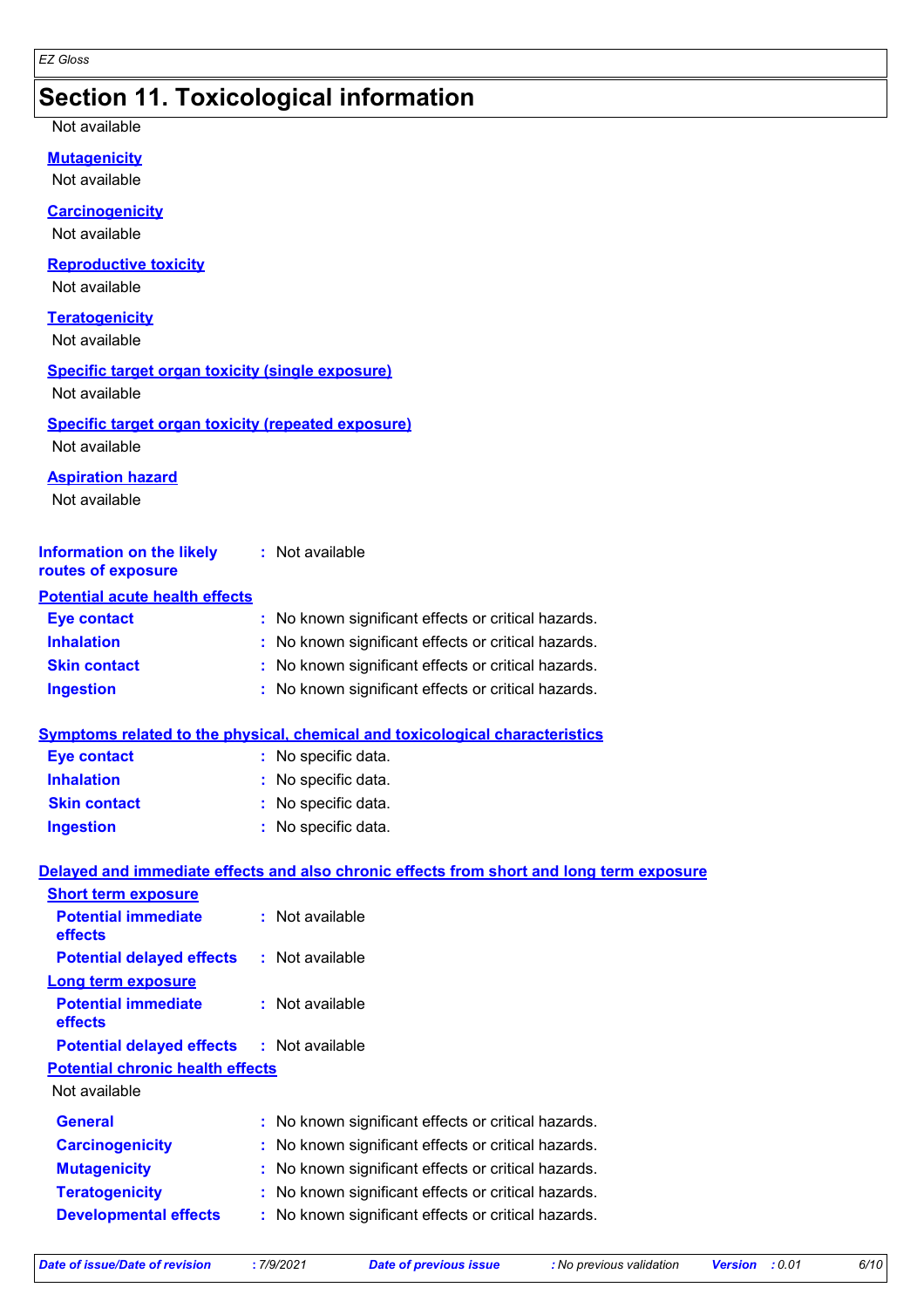# Section 11. Toxicological information

Not available

**Mutagenicity**

Not available

**Carcinogenicity**

Not available

**Reproductive toxicity**

Not available

**Teratogenicity**

Not available

**Specific target organ toxicity (single exposure)**

Not available

**Specific target organ toxicity (repeated exposure)**

Not available

**Aspiration hazard**

Not available

**Information on the likely routes of exposure** : Not available

**Potential acute health effects**

| | |
|---|---|
| **Eye contact** | : No known significant effects or critical hazards. |
| **Inhalation** | : No known significant effects or critical hazards. |
| **Skin contact** | : No known significant effects or critical hazards. |
| **Ingestion** | : No known significant effects or critical hazards. |

**Symptoms related to the physical, chemical and toxicological characteristics**

| | |
|---|---|
| **Eye contact** | : No specific data. |
| **Inhalation** | : No specific data. |
| **Skin contact** | : No specific data. |
| **Ingestion** | : No specific data. |

**Delayed and immediate effects and also chronic effects from short and long term exposure**

**Short term exposure**

| | |
|---|---|
| **Potential immediate effects** | : Not available |
| **Potential delayed effects** | : Not available |

**Long term exposure**

| | |
|---|---|
| **Potential immediate effects** | : Not available |
| **Potential delayed effects** | : Not available |

**Potential chronic health effects**

Not available

| | |
|---|---|
| **General** | : No known significant effects or critical hazards. |
| **Carcinogenicity** | : No known significant effects or critical hazards. |
| **Mutagenicity** | : No known significant effects or critical hazards. |
| **Teratogenicity** | : No known significant effects or critical hazards. |
| **Developmental effects** | : No known significant effects or critical hazards. |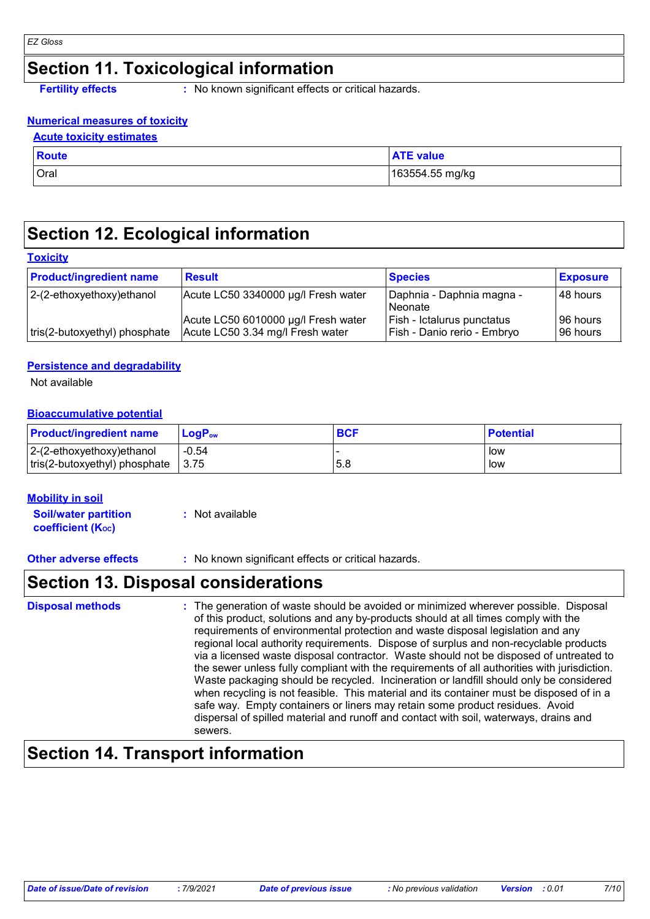# Section 11. Toxicological information

**Fertility effects** : No known significant effects or critical hazards.

### Numerical measures of toxicity

#### Acute toxicity estimates

| Route | ATE value |
| --- | --- |
| Oral | 163554.55 mg/kg |

# Section 12. Ecological information

### Toxicity

| Product/ingredient name | Result | Species | Exposure |
| --- | --- | --- | --- |
| 2-(2-ethoxyethoxy)ethanol | Acute LC50 3340000 µg/l Fresh water | Daphnia - Daphnia magna - Neonate | 48 hours |
| | Acute LC50 6010000 µg/l Fresh water | Fish - Ictalurus punctatus | 96 hours |
| tris(2-butoxyethyl) phosphate | Acute LC50 3.34 mg/l Fresh water | Fish - Danio rerio - Embryo | 96 hours |

### Persistence and degradability

Not available

### Bioaccumulative potential

| Product/ingredient name | $LogP_{ow}$ | BCF | Potential |
| --- | --- | --- | --- |
| 2-(2-ethoxyethoxy)ethanol | -0.54 | - | low |
| tris(2-butoxyethyl) phosphate | 3.75 | 5.8 | low |

### Mobility in soil

**Soil/water partition coefficient ($K_{OC}$)** : Not available

**Other adverse effects** : No known significant effects or critical hazards.

# Section 13. Disposal considerations

**Disposal methods** : The generation of waste should be avoided or minimized wherever possible. Disposal of this product, solutions and any by-products should at all times comply with the requirements of environmental protection and waste disposal legislation and any regional local authority requirements. Dispose of surplus and non-recyclable products via a licensed waste disposal contractor. Waste should not be disposed of untreated to the sewer unless fully compliant with the requirements of all authorities with jurisdiction. Waste packaging should be recycled. Incineration or landfill should only be considered when recycling is not feasible. This material and its container must be disposed of in a safe way. Empty containers or liners may retain some product residues. Avoid dispersal of spilled material and runoff and contact with soil, waterways, drains and sewers.

# Section 14. Transport information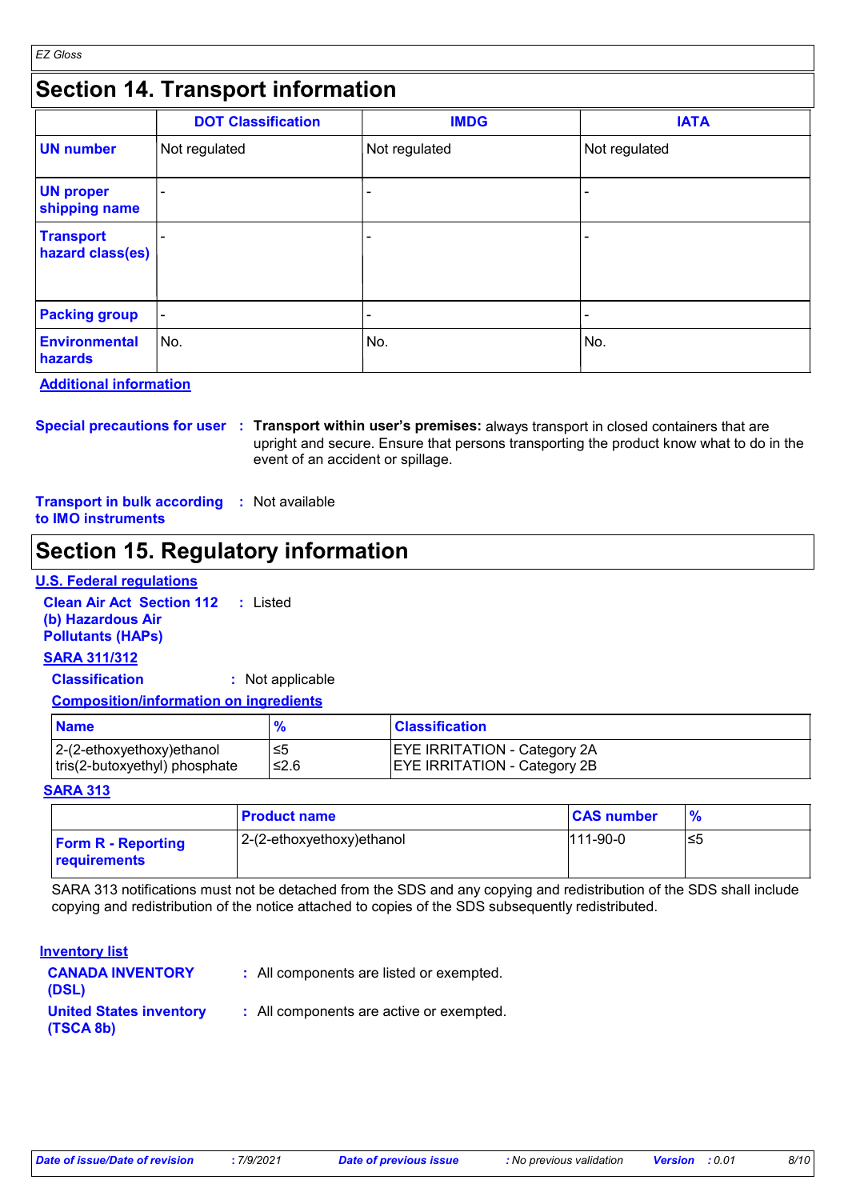## Section 14. Transport information

| | DOT Classification | IMDG | IATA |
|---|---|---|---|
| **UN number** | Not regulated | Not regulated | Not regulated |
| **UN proper shipping name** | - | - | - |
| **Transport hazard class(es)** | - | - | - |
| **Packing group** | - | - | - |
| **Environmental hazards** | No. | No. | No. |

**Additional information**

**Special precautions for user** : **Transport within user's premises:** always transport in closed containers that are upright and secure. Ensure that persons transporting the product know what to do in the event of an accident or spillage.

**Transport in bulk according to IMO instruments** : Not available

## Section 15. Regulatory information

**U.S. Federal regulations**

**Clean Air Act Section 112 (b) Hazardous Air Pollutants (HAPs)** : Listed

**SARA 311/312**

**Classification** : Not applicable

**Composition/information on ingredients**

| Name | % | Classification |
|---|---|---|
| 2-(2-ethoxyethoxy)ethanol | ≤5 | EYE IRRITATION - Category 2A |
| tris(2-butoxyethyl) phosphate | ≤2.6 | EYE IRRITATION - Category 2B |

**SARA 313**

| | Product name | CAS number | % |
|---|---|---|---|
| **Form R - Reporting requirements** | 2-(2-ethoxyethoxy)ethanol | 111-90-0 | ≤5 |

SARA 313 notifications must not be detached from the SDS and any copying and redistribution of the SDS shall include copying and redistribution of the notice attached to copies of the SDS subsequently redistributed.

**Inventory list**

**CANADA INVENTORY (DSL)** : All components are listed or exempted.

**United States inventory (TSCA 8b)** : All components are active or exempted.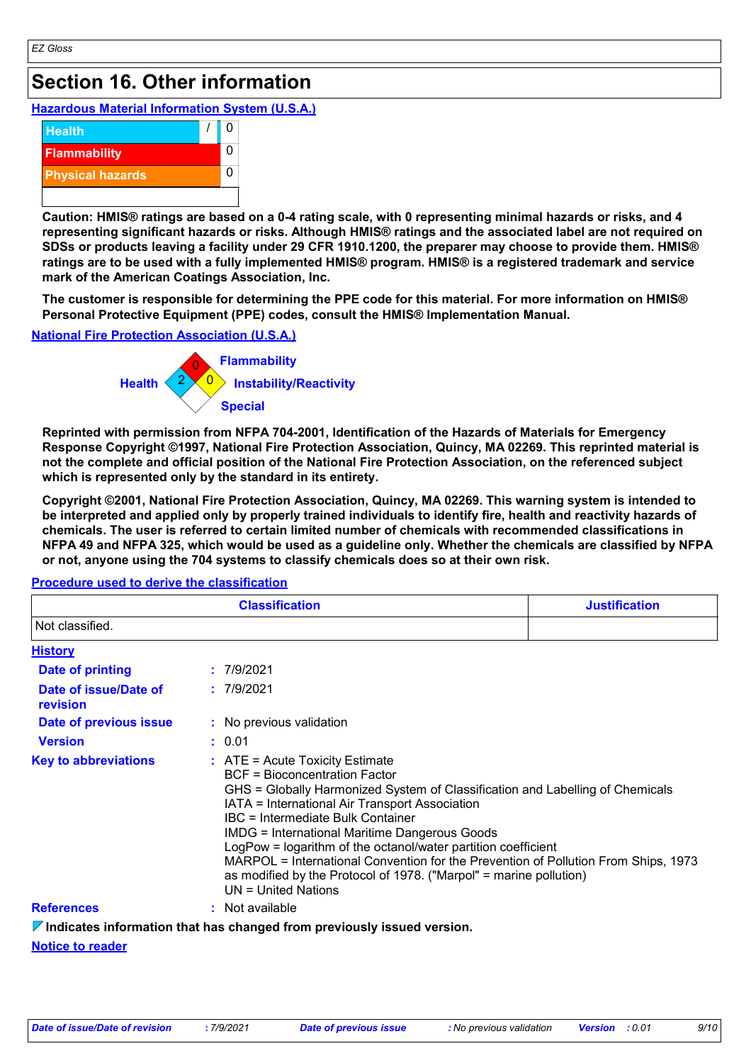# Section 16. Other information

## Hazardous Material Information System (U.S.A.)

| | | |
|---|---|---|
| Health | / | 0 |
| Flammability | | 0 |
| Physical hazards | | 0 |
| | | |

**Caution: HMIS® ratings are based on a 0-4 rating scale, with 0 representing minimal hazards or risks, and 4 representing significant hazards or risks. Although HMIS® ratings and the associated label are not required on SDSs or products leaving a facility under 29 CFR 1910.1200, the preparer may choose to provide them. HMIS® ratings are to be used with a fully implemented HMIS® program. HMIS® is a registered trademark and service mark of the American Coatings Association, Inc.**

**The customer is responsible for determining the PPE code for this material. For more information on HMIS® Personal Protective Equipment (PPE) codes, consult the HMIS® Implementation Manual.**

## National Fire Protection Association (U.S.A.)

- Health: 2
- Flammability: 0
- Instability/Reactivity: 0
- Special:

**Reprinted with permission from NFPA 704-2001, Identification of the Hazards of Materials for Emergency Response Copyright ©1997, National Fire Protection Association, Quincy, MA 02269. This reprinted material is not the complete and official position of the National Fire Protection Association, on the referenced subject which is represented only by the standard in its entirety.**

**Copyright ©2001, National Fire Protection Association, Quincy, MA 02269. This warning system is intended to be interpreted and applied only by properly trained individuals to identify fire, health and reactivity hazards of chemicals. The user is referred to certain limited number of chemicals with recommended classifications in NFPA 49 and NFPA 325, which would be used as a guideline only. Whether the chemicals are classified by NFPA or not, anyone using the 704 systems to classify chemicals does so at their own risk.**

## Procedure used to derive the classification

| Classification | Justification |
|---|---|
| Not classified. | |

## History

**Date of printing** : 7/9/2021

**Date of issue/Date of revision** : 7/9/2021

**Date of previous issue** : No previous validation

**Version** : 0.01

**Key to abbreviations** :
ATE = Acute Toxicity Estimate
BCF = Bioconcentration Factor
GHS = Globally Harmonized System of Classification and Labelling of Chemicals
IATA = International Air Transport Association
IBC = Intermediate Bulk Container
IMDG = International Maritime Dangerous Goods
LogPow = logarithm of the octanol/water partition coefficient
MARPOL = International Convention for the Prevention of Pollution From Ships, 1973 as modified by the Protocol of 1978. ("Marpol" = marine pollution)
UN = United Nations

**References** : Not available

**Indicates information that has changed from previously issued version.**

## Notice to reader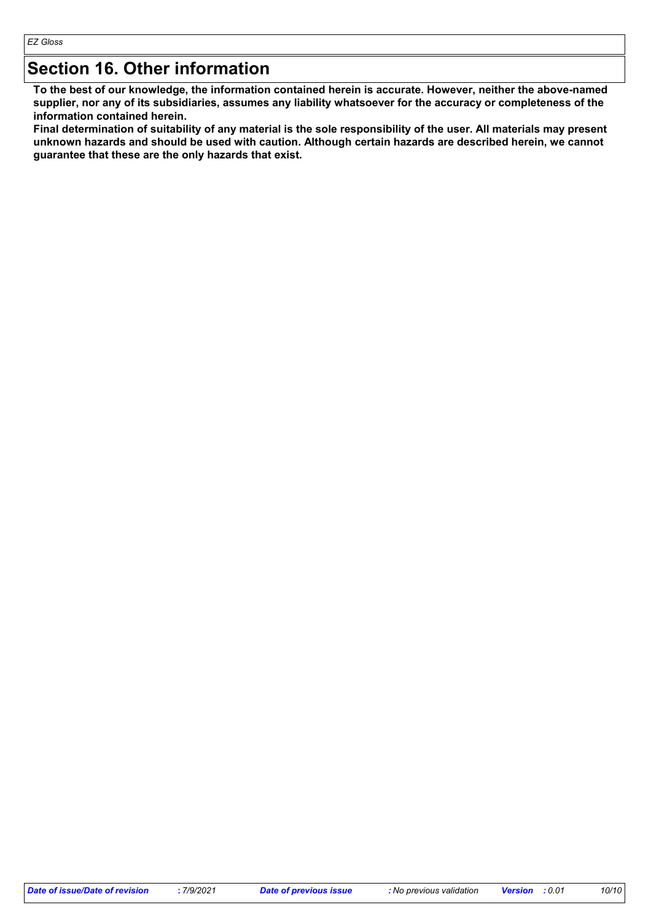# Section 16. Other information

**To the best of our knowledge, the information contained herein is accurate. However, neither the above-named supplier, nor any of its subsidiaries, assumes any liability whatsoever for the accuracy or completeness of the information contained herein.**

**Final determination of suitability of any material is the sole responsibility of the user. All materials may present unknown hazards and should be used with caution. Although certain hazards are described herein, we cannot guarantee that these are the only hazards that exist.**